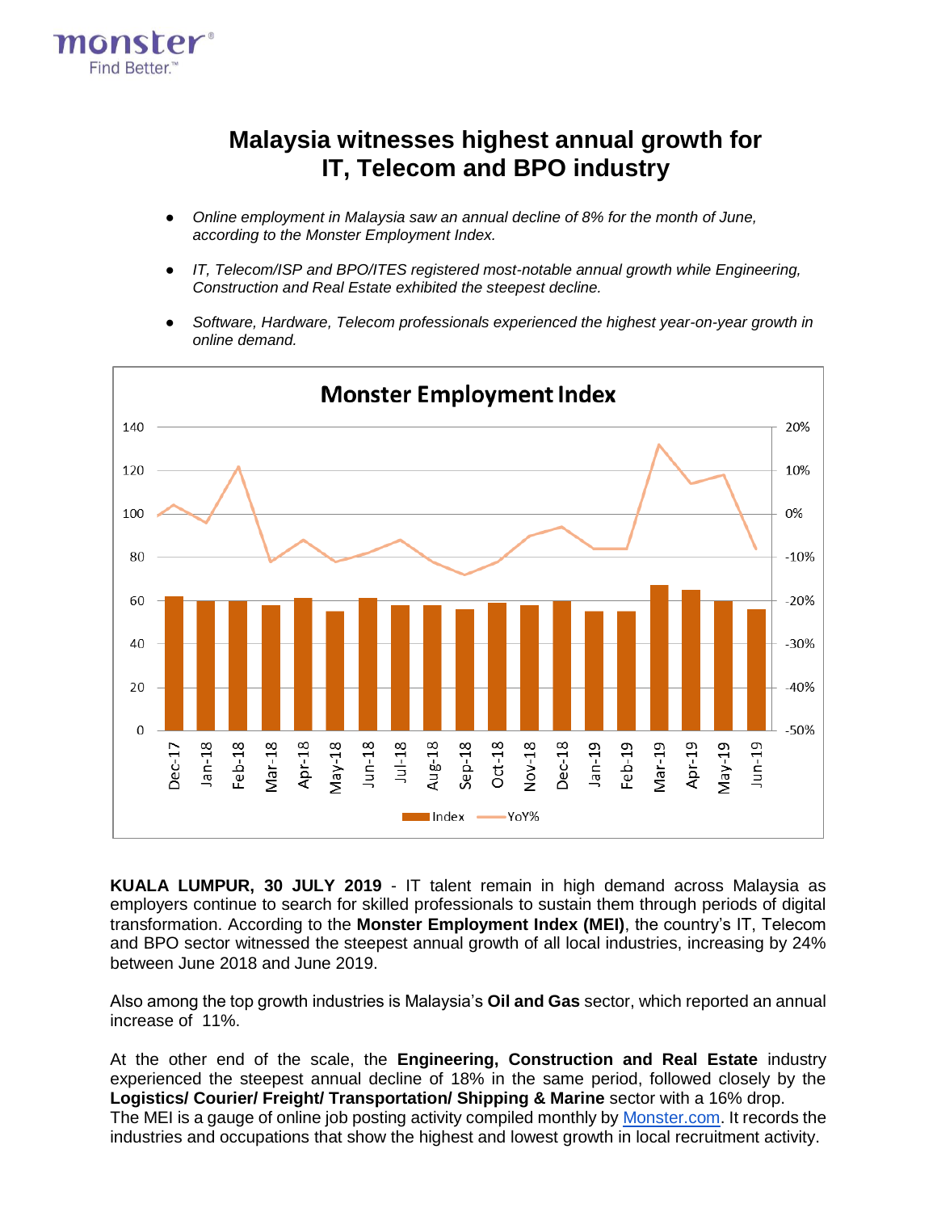# Malaysia witnesses highest annual growth for IT, Telecom and BPO industry

- *Online employment in Malaysia saw an annual decline of 8% for the month of June, according to the Monster Employment Index.*
- *IT, Telecom/ISP and BPO/ITES registered most-notable annual growth while Engineering, Construction and Real Estate exhibited the steepest decline.*
- *Software, Hardware, Telecom professionals experienced the highest year-on-year growth in online demand.*

**Monster Employment Index**

**KUALA LUMPUR, 30 JULY 2019** - IT talent remain in high demand across Malaysia as employers continue to search for skilled professionals to sustain them through periods of digital transformation. According to the **Monster Employment Index (MEI)**, the country's IT, Telecom and BPO sector witnessed the steepest annual growth of all local industries, increasing by 24% between June 2018 and June 2019.

Also among the top growth industries is Malaysia's **Oil and Gas** sector, which reported an annual increase of 11%.

At the other end of the scale, the **Engineering, Construction and Real Estate** industry experienced the steepest annual decline of 18% in the same period, followed closely by the **Logistics/ Courier/ Freight/ Transportation/ Shipping & Marine** sector with a 16% drop.
The MEI is a gauge of online job posting activity compiled monthly by [Monster.com](Monster.com). It records the industries and occupations that show the highest and lowest growth in local recruitment activity.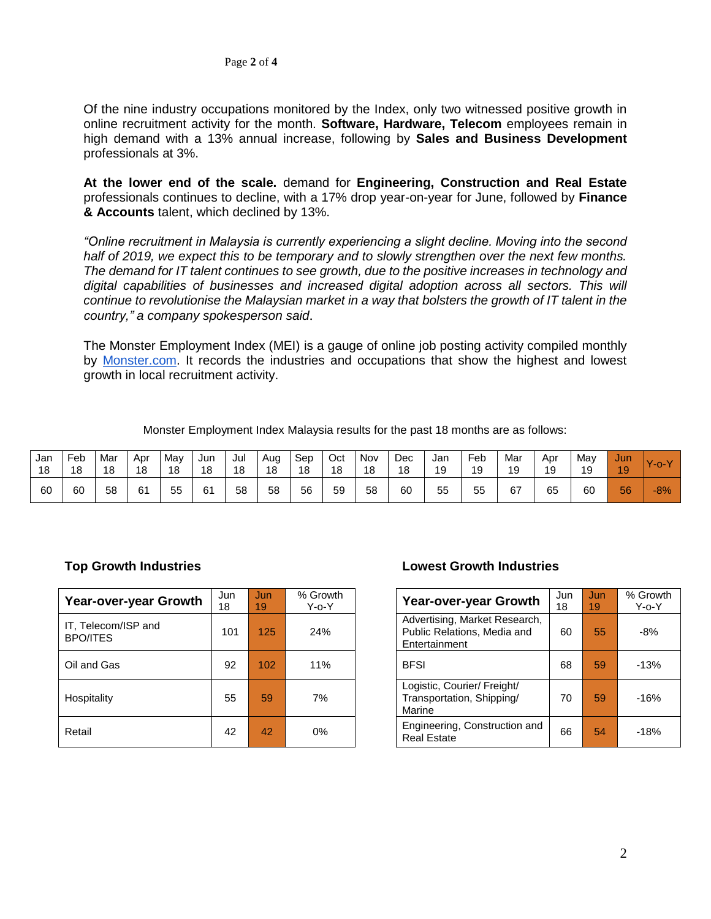Of the nine industry occupations monitored by the Index, only two witnessed positive growth in online recruitment activity for the month. **Software, Hardware, Telecom** employees remain in high demand with a 13% annual increase, following by **Sales and Business Development** professionals at 3%.

**At the lower end of the scale.** demand for **Engineering, Construction and Real Estate** professionals continues to decline, with a 17% drop year-on-year for June, followed by **Finance & Accounts** talent, which declined by 13%.

*"Online recruitment in Malaysia is currently experiencing a slight decline. Moving into the second half of 2019, we expect this to be temporary and to slowly strengthen over the next few months. The demand for IT talent continues to see growth, due to the positive increases in technology and digital capabilities of businesses and increased digital adoption across all sectors. This will continue to revolutionise the Malaysian market in a way that bolsters the growth of IT talent in the country," a company spokesperson said*.

The Monster Employment Index (MEI) is a gauge of online job posting activity compiled monthly by [Monster.com](Monster.com). It records the industries and occupations that show the highest and lowest growth in local recruitment activity.

Monster Employment Index Malaysia results for the past 18 months are as follows:

| Jan 18 | Feb 18 | Mar 18 | Apr 18 | May 18 | Jun 18 | Jul 18 | Aug 18 | Sep 18 | Oct 18 | Nov 18 | Dec 18 | Jan 19 | Feb 19 | Mar 19 | Apr 19 | May 19 | Jun 19 | Y-o-Y |
|---|---|---|---|---|---|---|---|---|---|---|---|---|---|---|---|---|---|---|
| 60 | 60 | 58 | 61 | 55 | 61 | 58 | 58 | 56 | 59 | 58 | 60 | 55 | 55 | 67 | 65 | 60 | 56 | -8% |

### Top Growth Industries

| Year-over-year Growth | Jun 18 | Jun 19 | % Growth Y-o-Y |
|---|---|---|---|
| IT, Telecom/ISP and BPO/ITES | 101 | 125 | 24% |
| Oil and Gas | 92 | 102 | 11% |
| Hospitality | 55 | 59 | 7% |
| Retail | 42 | 42 | 0% |

### Lowest Growth Industries

| Year-over-year Growth | Jun 18 | Jun 19 | % Growth Y-o-Y |
|---|---|---|---|
| Advertising, Market Research, Public Relations, Media and Entertainment | 60 | 55 | -8% |
| BFSI | 68 | 59 | -13% |
| Logistic, Courier/ Freight/ Transportation, Shipping/ Marine | 70 | 59 | -16% |
| Engineering, Construction and Real Estate | 66 | 54 | -18% |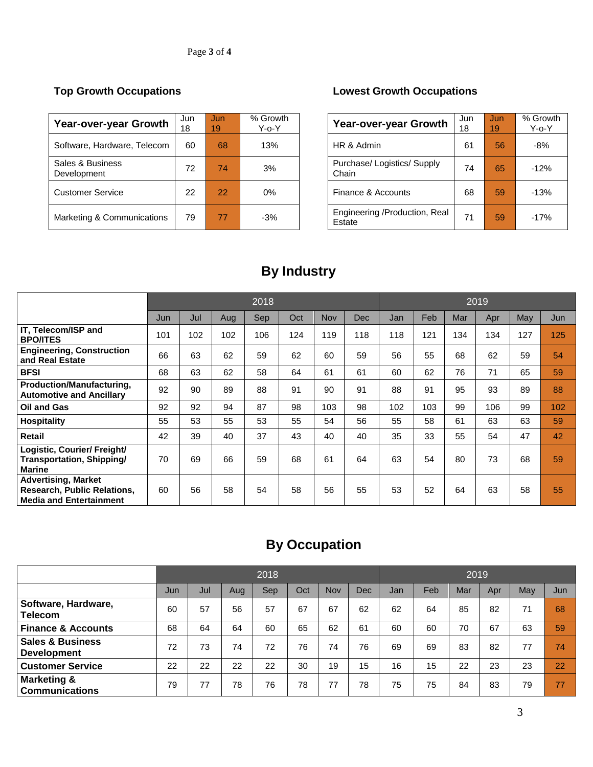### Top Growth Occupations

| Year-over-year Growth | Jun 18 | Jun 19 | % Growth Y-o-Y |
|---|---|---|---|
| Software, Hardware, Telecom | 60 | 68 | 13% |
| Sales & Business Development | 72 | 74 | 3% |
| Customer Service | 22 | 22 | 0% |
| Marketing & Communications | 79 | 77 | -3% |

### Lowest Growth Occupations

| Year-over-year Growth | Jun 18 | Jun 19 | % Growth Y-o-Y |
|---|---|---|---|
| HR & Admin | 61 | 56 | -8% |
| Purchase/ Logistics/ Supply Chain | 74 | 65 | -12% |
| Finance & Accounts | 68 | 59 | -13% |
| Engineering /Production, Real Estate | 71 | 59 | -17% |

## By Industry

| | 2018 | | | | | | | 2019 | | | | | |
|---|---|---|---|---|---|---|---|---|---|---|---|---|---|
| | Jun | Jul | Aug | Sep | Oct | Nov | Dec | Jan | Feb | Mar | Apr | May | Jun |
| **IT, Telecom/ISP and BPO/ITES** | 101 | 102 | 102 | 106 | 124 | 119 | 118 | 118 | 121 | 134 | 134 | 127 | 125 |
| **Engineering, Construction and Real Estate** | 66 | 63 | 62 | 59 | 62 | 60 | 59 | 56 | 55 | 68 | 62 | 59 | 54 |
| **BFSI** | 68 | 63 | 62 | 58 | 64 | 61 | 61 | 60 | 62 | 76 | 71 | 65 | 59 |
| **Production/Manufacturing, Automotive and Ancillary** | 92 | 90 | 89 | 88 | 91 | 90 | 91 | 88 | 91 | 95 | 93 | 89 | 88 |
| **Oil and Gas** | 92 | 92 | 94 | 87 | 98 | 103 | 98 | 102 | 103 | 99 | 106 | 99 | 102 |
| **Hospitality** | 55 | 53 | 55 | 53 | 55 | 54 | 56 | 55 | 58 | 61 | 63 | 63 | 59 |
| **Retail** | 42 | 39 | 40 | 37 | 43 | 40 | 40 | 35 | 33 | 55 | 54 | 47 | 42 |
| **Logistic, Courier/ Freight/ Transportation, Shipping/ Marine** | 70 | 69 | 66 | 59 | 68 | 61 | 64 | 63 | 54 | 80 | 73 | 68 | 59 |
| **Advertising, Market Research, Public Relations, Media and Entertainment** | 60 | 56 | 58 | 54 | 58 | 56 | 55 | 53 | 52 | 64 | 63 | 58 | 55 |

## By Occupation

| | 2018 | | | | | | | 2019 | | | | | |
|---|---|---|---|---|---|---|---|---|---|---|---|---|---|
| | Jun | Jul | Aug | Sep | Oct | Nov | Dec | Jan | Feb | Mar | Apr | May | Jun |
| **Software, Hardware, Telecom** | 60 | 57 | 56 | 57 | 67 | 67 | 62 | 62 | 64 | 85 | 82 | 71 | 68 |
| **Finance & Accounts** | 68 | 64 | 64 | 60 | 65 | 62 | 61 | 60 | 60 | 70 | 67 | 63 | 59 |
| **Sales & Business Development** | 72 | 73 | 74 | 72 | 76 | 74 | 76 | 69 | 69 | 83 | 82 | 77 | 74 |
| **Customer Service** | 22 | 22 | 22 | 22 | 30 | 19 | 15 | 16 | 15 | 22 | 23 | 23 | 22 |
| **Marketing & Communications** | 79 | 77 | 78 | 76 | 78 | 77 | 78 | 75 | 75 | 84 | 83 | 79 | 77 |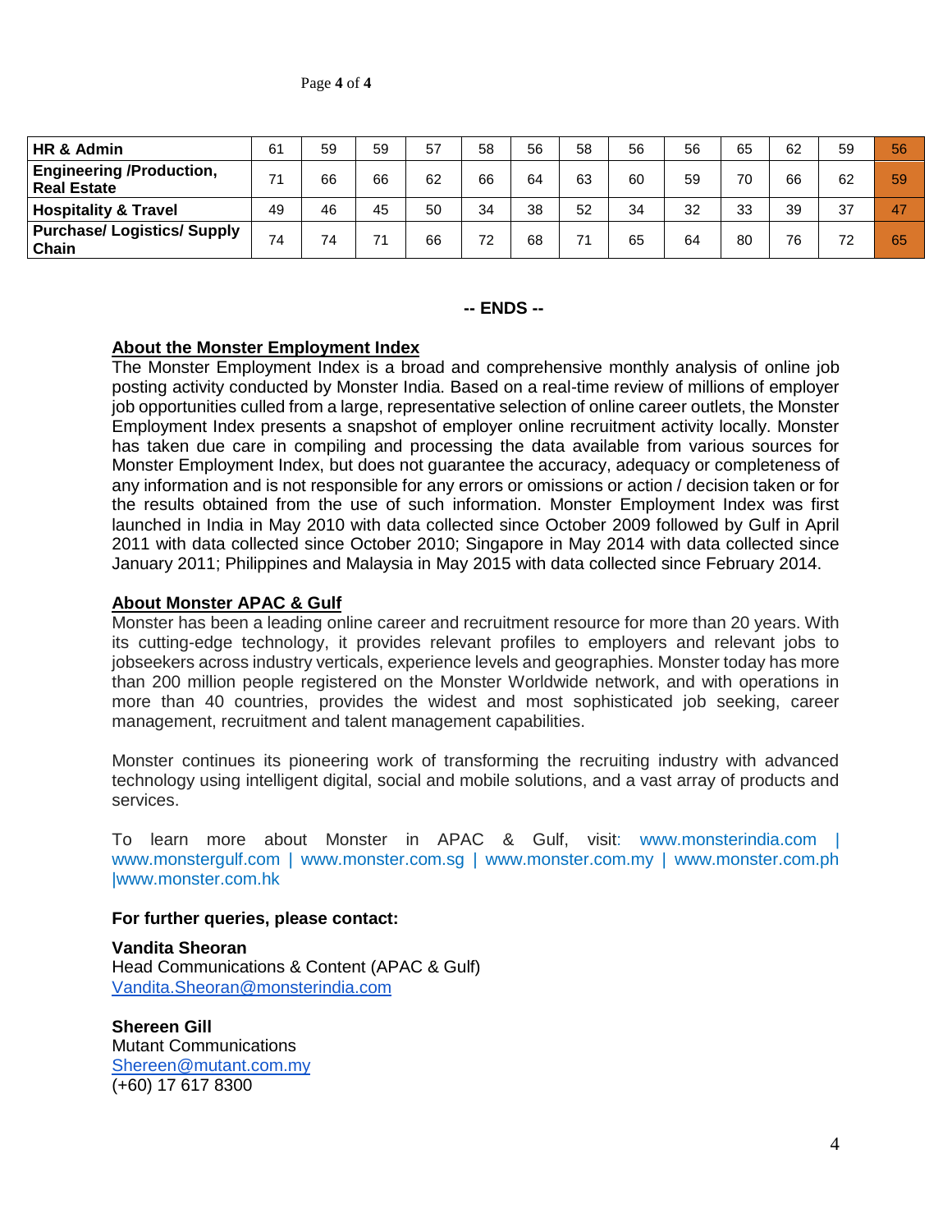| | | | | | | | | | | | | | |
|---|---|---|---|---|---|---|---|---|---|---|---|---|---|
| **HR & Admin** | 61 | 59 | 59 | 57 | 58 | 56 | 58 | 56 | 56 | 65 | 62 | 59 | 56 |
| **Engineering /Production, Real Estate** | 71 | 66 | 66 | 62 | 66 | 64 | 63 | 60 | 59 | 70 | 66 | 62 | 59 |
| **Hospitality & Travel** | 49 | 46 | 45 | 50 | 34 | 38 | 52 | 34 | 32 | 33 | 39 | 37 | 47 |
| **Purchase/ Logistics/ Supply Chain** | 74 | 74 | 71 | 66 | 72 | 68 | 71 | 65 | 64 | 80 | 76 | 72 | 65 |

**-- ENDS --**

**About the Monster Employment Index**

The Monster Employment Index is a broad and comprehensive monthly analysis of online job posting activity conducted by Monster India. Based on a real-time review of millions of employer job opportunities culled from a large, representative selection of online career outlets, the Monster Employment Index presents a snapshot of employer online recruitment activity locally. Monster has taken due care in compiling and processing the data available from various sources for Monster Employment Index, but does not guarantee the accuracy, adequacy or completeness of any information and is not responsible for any errors or omissions or action / decision taken or for the results obtained from the use of such information. Monster Employment Index was first launched in India in May 2010 with data collected since October 2009 followed by Gulf in April 2011 with data collected since October 2010; Singapore in May 2014 with data collected since January 2011; Philippines and Malaysia in May 2015 with data collected since February 2014.

**About Monster APAC & Gulf**

Monster has been a leading online career and recruitment resource for more than 20 years. With its cutting-edge technology, it provides relevant profiles to employers and relevant jobs to jobseekers across industry verticals, experience levels and geographies. Monster today has more than 200 million people registered on the Monster Worldwide network, and with operations in more than 40 countries, provides the widest and most sophisticated job seeking, career management, recruitment and talent management capabilities.

Monster continues its pioneering work of transforming the recruiting industry with advanced technology using intelligent digital, social and mobile solutions, and a vast array of products and services.

To learn more about Monster in APAC & Gulf, visit: www.monsterindia.com | www.monstergulf.com | www.monster.com.sg | www.monster.com.my | www.monster.com.ph |www.monster.com.hk

**For further queries, please contact:**

**Vandita Sheoran**
Head Communications & Content (APAC & Gulf)
Vandita.Sheoran@monsterindia.com

**Shereen Gill**
Mutant Communications
Shereen@mutant.com.my
(+60) 17 617 8300